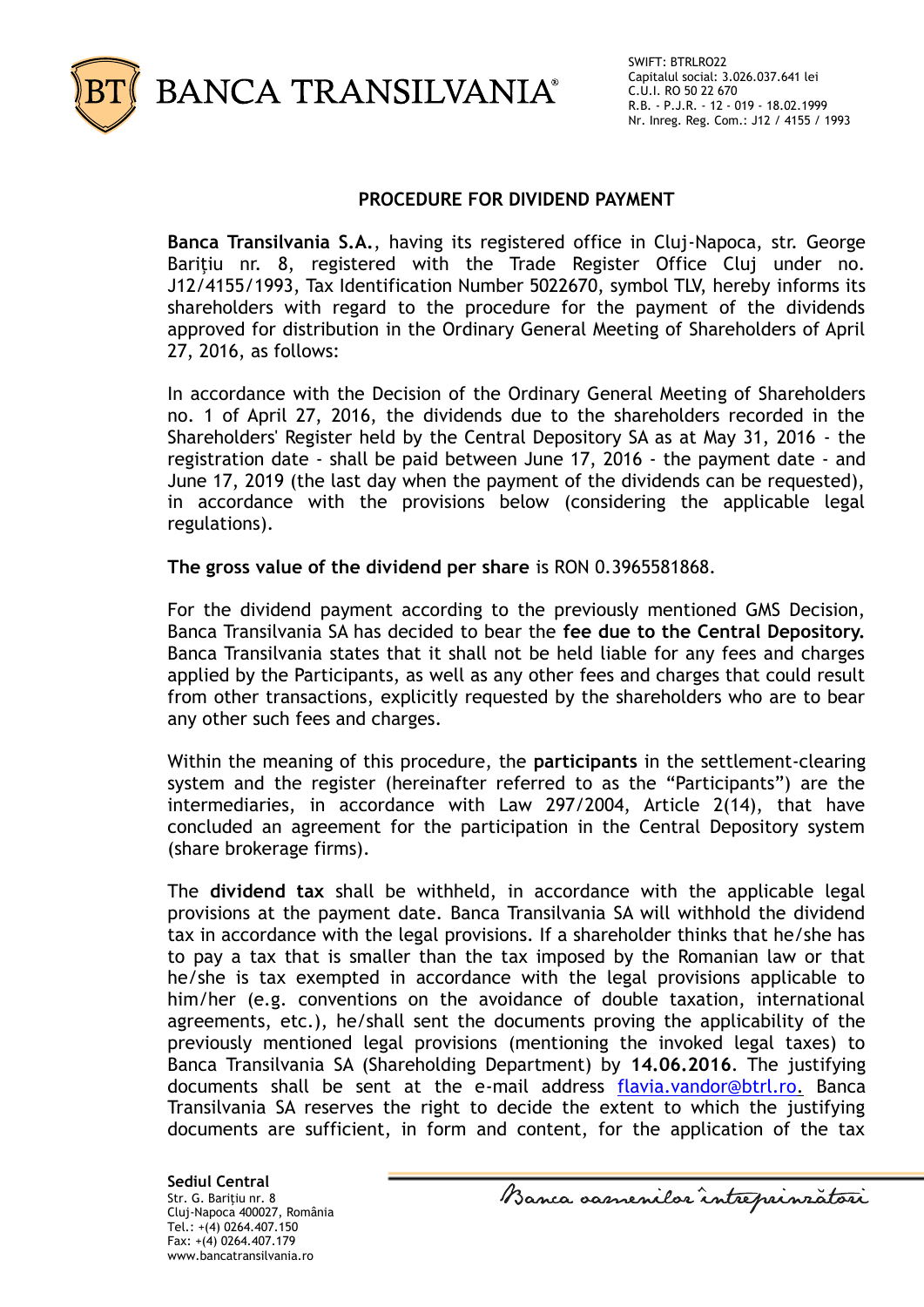BANCA TRANSILVANIA®

SWIFT: BTRLRO22
Capitalul social: 3.026.037.641 lei
C.U.I. RO 50 22 670
R.B. - P.J.R. - 12 - 019 - 18.02.1999
Nr. Inreg. Reg. Com.: J12 / 4155 / 1993

# PROCEDURE FOR DIVIDEND PAYMENT

**Banca Transilvania S.A.**, having its registered office in Cluj-Napoca, str. George Barițiu nr. 8, registered with the Trade Register Office Cluj under no. J12/4155/1993, Tax Identification Number 5022670, symbol TLV, hereby informs its shareholders with regard to the procedure for the payment of the dividends approved for distribution in the Ordinary General Meeting of Shareholders of April 27, 2016, as follows:

In accordance with the Decision of the Ordinary General Meeting of Shareholders no. 1 of April 27, 2016, the dividends due to the shareholders recorded in the Shareholders' Register held by the Central Depository SA as at May 31, 2016 - the registration date - shall be paid between June 17, 2016 - the payment date - and June 17, 2019 (the last day when the payment of the dividends can be requested), in accordance with the provisions below (considering the applicable legal regulations).

**The gross value of the dividend per share** is RON 0.3965581868.

For the dividend payment according to the previously mentioned GMS Decision, Banca Transilvania SA has decided to bear the **fee due to the Central Depository.** Banca Transilvania states that it shall not be held liable for any fees and charges applied by the Participants, as well as any other fees and charges that could result from other transactions, explicitly requested by the shareholders who are to bear any other such fees and charges.

Within the meaning of this procedure, the **participants** in the settlement-clearing system and the register (hereinafter referred to as the "Participants") are the intermediaries, in accordance with Law 297/2004, Article 2(14), that have concluded an agreement for the participation in the Central Depository system (share brokerage firms).

The **dividend tax** shall be withheld, in accordance with the applicable legal provisions at the payment date. Banca Transilvania SA will withhold the dividend tax in accordance with the legal provisions. If a shareholder thinks that he/she has to pay a tax that is smaller than the tax imposed by the Romanian law or that he/she is tax exempted in accordance with the legal provisions applicable to him/her (e.g. conventions on the avoidance of double taxation, international agreements, etc.), he/shall sent the documents proving the applicability of the previously mentioned legal provisions (mentioning the invoked legal taxes) to Banca Transilvania SA (Shareholding Department) by **14.06.2016**. The justifying documents shall be sent at the e-mail address flavia.vandor@btrl.ro. Banca Transilvania SA reserves the right to decide the extent to which the justifying documents are sufficient, in form and content, for the application of the tax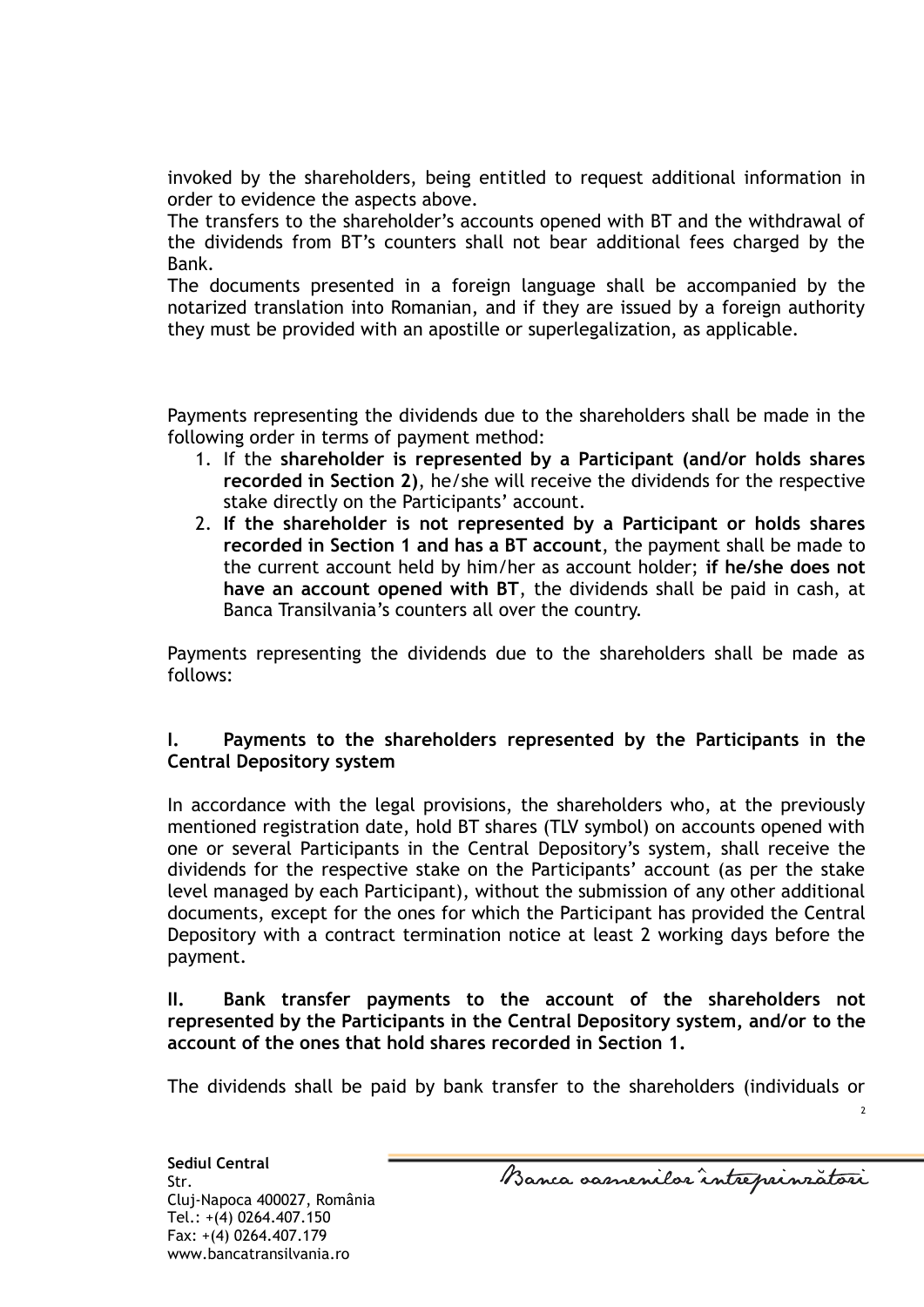invoked by the shareholders, being entitled to request additional information in order to evidence the aspects above.

The transfers to the shareholder's accounts opened with BT and the withdrawal of the dividends from BT's counters shall not bear additional fees charged by the Bank.

The documents presented in a foreign language shall be accompanied by the notarized translation into Romanian, and if they are issued by a foreign authority they must be provided with an apostille or superlegalization, as applicable.

Payments representing the dividends due to the shareholders shall be made in the following order in terms of payment method:

1. If the **shareholder is represented by a Participant (and/or holds shares recorded in Section 2)**, he/she will receive the dividends for the respective stake directly on the Participants' account.
2. **If the shareholder is not represented by a Participant or holds shares recorded in Section 1 and has a BT account**, the payment shall be made to the current account held by him/her as account holder; **if he/she does not have an account opened with BT**, the dividends shall be paid in cash, at Banca Transilvania's counters all over the country.

Payments representing the dividends due to the shareholders shall be made as follows:

**I. Payments to the shareholders represented by the Participants in the Central Depository system**

In accordance with the legal provisions, the shareholders who, at the previously mentioned registration date, hold BT shares (TLV symbol) on accounts opened with one or several Participants in the Central Depository's system, shall receive the dividends for the respective stake on the Participants' account (as per the stake level managed by each Participant), without the submission of any other additional documents, except for the ones for which the Participant has provided the Central Depository with a contract termination notice at least 2 working days before the payment.

**II. Bank transfer payments to the account of the shareholders not represented by the Participants in the Central Depository system, and/or to the account of the ones that hold shares recorded in Section 1.**

The dividends shall be paid by bank transfer to the shareholders (individuals or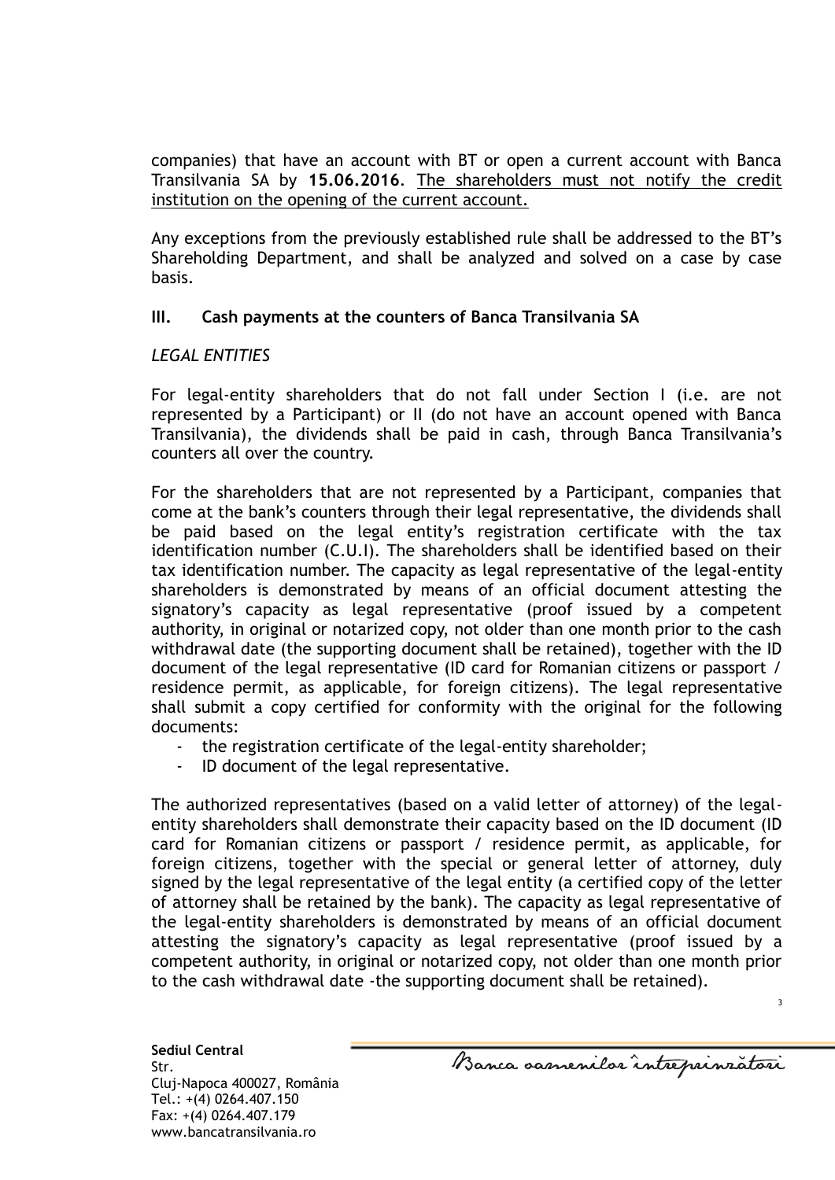companies) that have an account with BT or open a current account with Banca Transilvania SA by **15.06.2016**. <u>The shareholders must not notify the credit institution on the opening of the current account.</u>

Any exceptions from the previously established rule shall be addressed to the BT's Shareholding Department, and shall be analyzed and solved on a case by case basis.

## III. Cash payments at the counters of Banca Transilvania SA

*LEGAL ENTITIES*

For legal-entity shareholders that do not fall under Section I (i.e. are not represented by a Participant) or II (do not have an account opened with Banca Transilvania), the dividends shall be paid in cash, through Banca Transilvania's counters all over the country.

For the shareholders that are not represented by a Participant, companies that come at the bank's counters through their legal representative, the dividends shall be paid based on the legal entity's registration certificate with the tax identification number (C.U.I). The shareholders shall be identified based on their tax identification number. The capacity as legal representative of the legal-entity shareholders is demonstrated by means of an official document attesting the signatory's capacity as legal representative (proof issued by a competent authority, in original or notarized copy, not older than one month prior to the cash withdrawal date (the supporting document shall be retained), together with the ID document of the legal representative (ID card for Romanian citizens or passport / residence permit, as applicable, for foreign citizens). The legal representative shall submit a copy certified for conformity with the original for the following documents:

- the registration certificate of the legal-entity shareholder;
- ID document of the legal representative.

The authorized representatives (based on a valid letter of attorney) of the legal-entity shareholders shall demonstrate their capacity based on the ID document (ID card for Romanian citizens or passport / residence permit, as applicable, for foreign citizens, together with the special or general letter of attorney, duly signed by the legal representative of the legal entity (a certified copy of the letter of attorney shall be retained by the bank). The capacity as legal representative of the legal-entity shareholders is demonstrated by means of an official document attesting the signatory's capacity as legal representative (proof issued by a competent authority, in original or notarized copy, not older than one month prior to the cash withdrawal date -the supporting document shall be retained).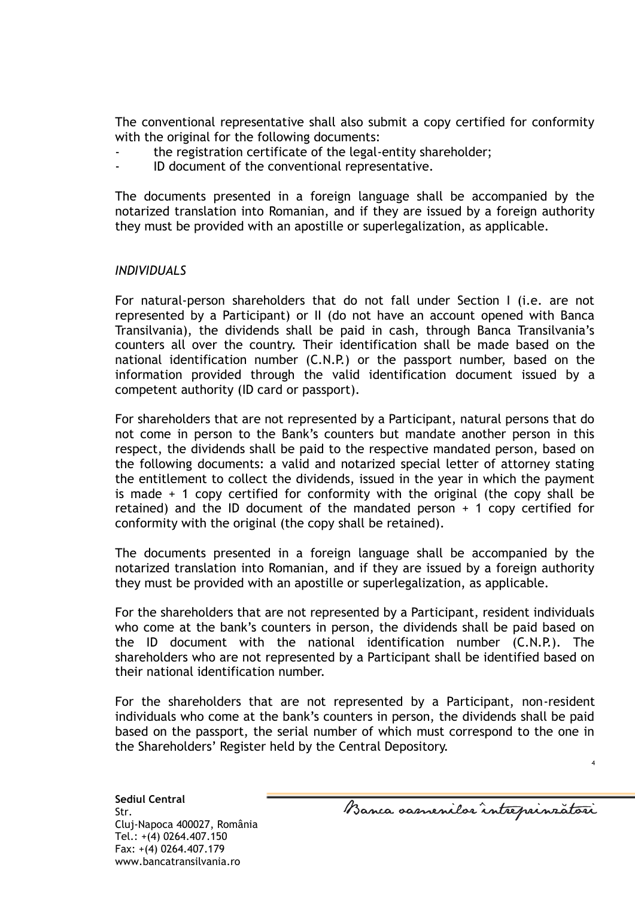The conventional representative shall also submit a copy certified for conformity with the original for the following documents:

- the registration certificate of the legal-entity shareholder;
- ID document of the conventional representative.

The documents presented in a foreign language shall be accompanied by the notarized translation into Romanian, and if they are issued by a foreign authority they must be provided with an apostille or superlegalization, as applicable.

*INDIVIDUALS*

For natural-person shareholders that do not fall under Section I (i.e. are not represented by a Participant) or II (do not have an account opened with Banca Transilvania), the dividends shall be paid in cash, through Banca Transilvania's counters all over the country. Their identification shall be made based on the national identification number (C.N.P.) or the passport number, based on the information provided through the valid identification document issued by a competent authority (ID card or passport).

For shareholders that are not represented by a Participant, natural persons that do not come in person to the Bank's counters but mandate another person in this respect, the dividends shall be paid to the respective mandated person, based on the following documents: a valid and notarized special letter of attorney stating the entitlement to collect the dividends, issued in the year in which the payment is made + 1 copy certified for conformity with the original (the copy shall be retained) and the ID document of the mandated person + 1 copy certified for conformity with the original (the copy shall be retained).

The documents presented in a foreign language shall be accompanied by the notarized translation into Romanian, and if they are issued by a foreign authority they must be provided with an apostille or superlegalization, as applicable.

For the shareholders that are not represented by a Participant, resident individuals who come at the bank's counters in person, the dividends shall be paid based on the ID document with the national identification number (C.N.P.). The shareholders who are not represented by a Participant shall be identified based on their national identification number.

For the shareholders that are not represented by a Participant, non-resident individuals who come at the bank's counters in person, the dividends shall be paid based on the passport, the serial number of which must correspond to the one in the Shareholders' Register held by the Central Depository.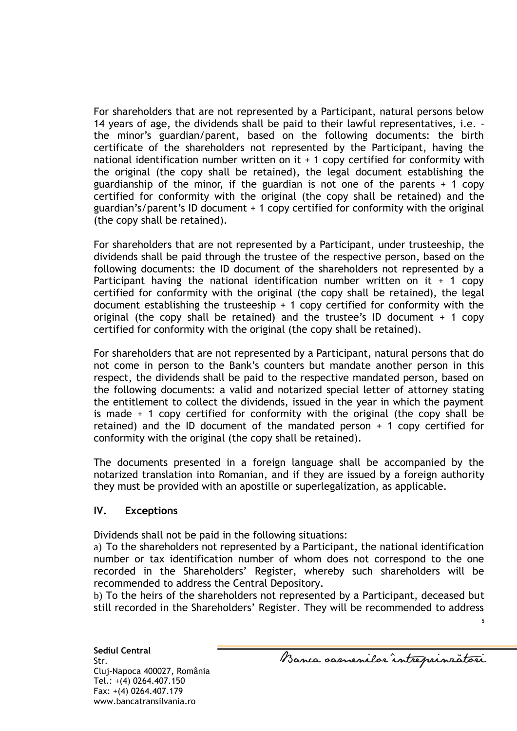For shareholders that are not represented by a Participant, natural persons below 14 years of age, the dividends shall be paid to their lawful representatives, i.e. - the minor's guardian/parent, based on the following documents: the birth certificate of the shareholders not represented by the Participant, having the national identification number written on it + 1 copy certified for conformity with the original (the copy shall be retained), the legal document establishing the guardianship of the minor, if the guardian is not one of the parents + 1 copy certified for conformity with the original (the copy shall be retained) and the guardian's/parent's ID document + 1 copy certified for conformity with the original (the copy shall be retained).

For shareholders that are not represented by a Participant, under trusteeship, the dividends shall be paid through the trustee of the respective person, based on the following documents: the ID document of the shareholders not represented by a Participant having the national identification number written on it + 1 copy certified for conformity with the original (the copy shall be retained), the legal document establishing the trusteeship + 1 copy certified for conformity with the original (the copy shall be retained) and the trustee's ID document + 1 copy certified for conformity with the original (the copy shall be retained).

For shareholders that are not represented by a Participant, natural persons that do not come in person to the Bank's counters but mandate another person in this respect, the dividends shall be paid to the respective mandated person, based on the following documents: a valid and notarized special letter of attorney stating the entitlement to collect the dividends, issued in the year in which the payment is made + 1 copy certified for conformity with the original (the copy shall be retained) and the ID document of the mandated person + 1 copy certified for conformity with the original (the copy shall be retained).

The documents presented in a foreign language shall be accompanied by the notarized translation into Romanian, and if they are issued by a foreign authority they must be provided with an apostille or superlegalization, as applicable.

## IV. Exceptions

Dividends shall not be paid in the following situations:

a) To the shareholders not represented by a Participant, the national identification number or tax identification number of whom does not correspond to the one recorded in the Shareholders' Register, whereby such shareholders will be recommended to address the Central Depository.

b) To the heirs of the shareholders not represented by a Participant, deceased but still recorded in the Shareholders' Register. They will be recommended to address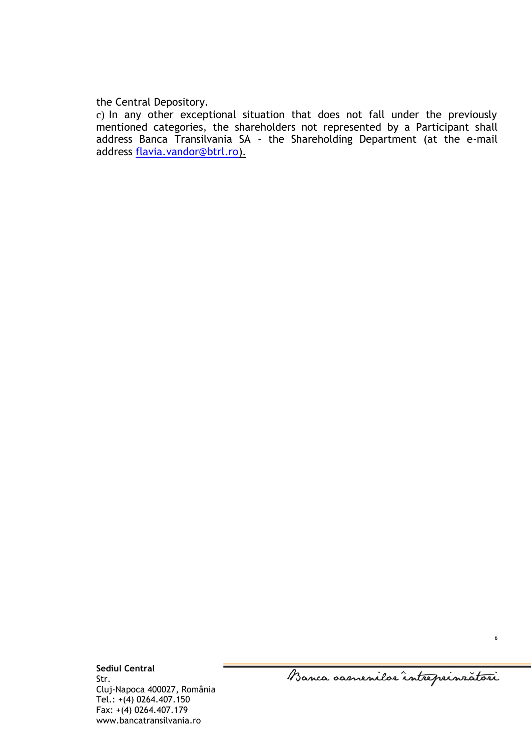the Central Depository.

c) In any other exceptional situation that does not fall under the previously mentioned categories, the shareholders not represented by a Participant shall address Banca Transilvania SA - the Shareholding Department (at the e-mail address flavia.vandor@btrl.ro).